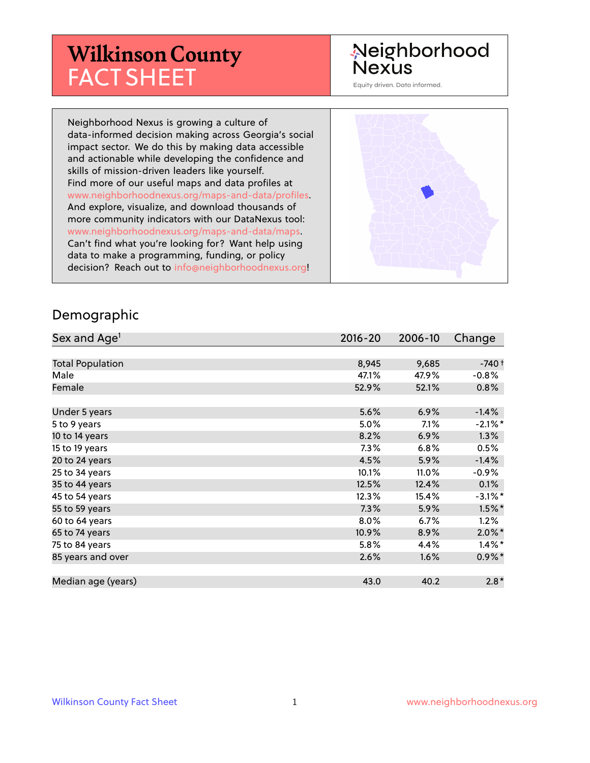# Wilkinson County FACT SHEET

Neighborhood Nexus

Equity driven. Data informed.

Neighborhood Nexus is growing a culture of data-informed decision making across Georgia's social impact sector. We do this by making data accessible and actionable while developing the confidence and skills of mission-driven leaders like yourself. Find more of our useful maps and data profiles at www.neighborhoodnexus.org/maps-and-data/profiles. And explore, visualize, and download thousands of more community indicators with our DataNexus tool: www.neighborhoodnexus.org/maps-and-data/maps. Can't find what you're looking for? Want help using data to make a programming, funding, or policy decision? Reach out to info@neighborhoodnexus.org!

## Demographic

| Sex and Age[1] | 2016-20 | 2006-10 | Change |
|---|---|---|---|
| Total Population | 8,945 | 9,685 | -740 † |
| Male | 47.1% | 47.9% | -0.8% |
| Female | 52.9% | 52.1% | 0.8% |
| | | | |
| Under 5 years | 5.6% | 6.9% | -1.4% |
| 5 to 9 years | 5.0% | 7.1% | -2.1% * |
| 10 to 14 years | 8.2% | 6.9% | 1.3% |
| 15 to 19 years | 7.3% | 6.8% | 0.5% |
| 20 to 24 years | 4.5% | 5.9% | -1.4% |
| 25 to 34 years | 10.1% | 11.0% | -0.9% |
| 35 to 44 years | 12.5% | 12.4% | 0.1% |
| 45 to 54 years | 12.3% | 15.4% | -3.1% * |
| 55 to 59 years | 7.3% | 5.9% | 1.5% * |
| 60 to 64 years | 8.0% | 6.7% | 1.2% |
| 65 to 74 years | 10.9% | 8.9% | 2.0% * |
| 75 to 84 years | 5.8% | 4.4% | 1.4% * |
| 85 years and over | 2.6% | 1.6% | 0.9% * |
| | | | |
| Median age (years) | 43.0 | 40.2 | 2.8 * |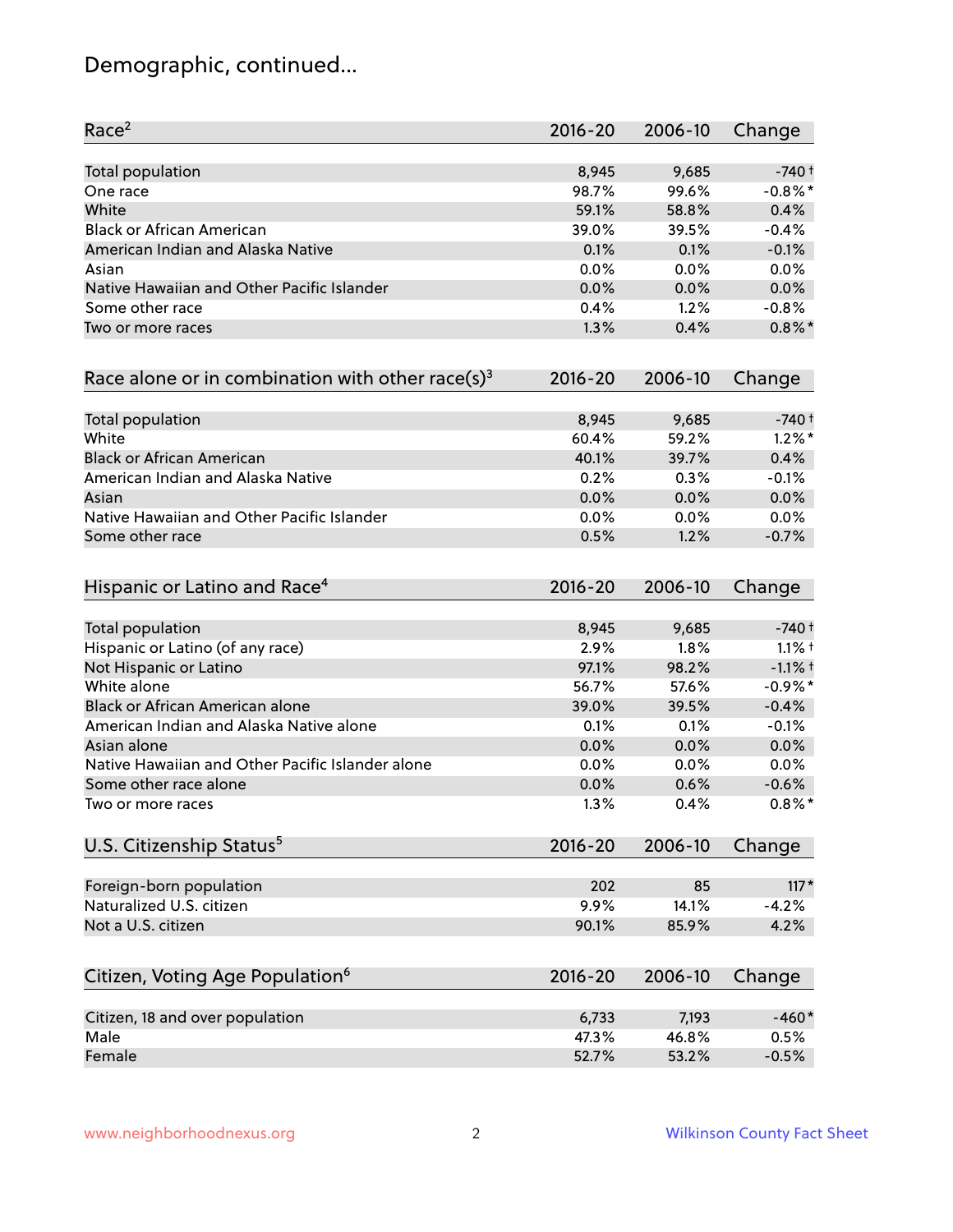# Demographic, continued...

| Race[2] | 2016-20 | 2006-10 | Change |
|---|---|---|---|
| Total population | 8,945 | 9,685 | -740 † |
| One race | 98.7% | 99.6% | -0.8%* |
| White | 59.1% | 58.8% | 0.4% |
| Black or African American | 39.0% | 39.5% | -0.4% |
| American Indian and Alaska Native | 0.1% | 0.1% | -0.1% |
| Asian | 0.0% | 0.0% | 0.0% |
| Native Hawaiian and Other Pacific Islander | 0.0% | 0.0% | 0.0% |
| Some other race | 0.4% | 1.2% | -0.8% |
| Two or more races | 1.3% | 0.4% | 0.8%* |

| Race alone or in combination with other race(s)[3] | 2016-20 | 2006-10 | Change |
|---|---|---|---|
| Total population | 8,945 | 9,685 | -740 † |
| White | 60.4% | 59.2% | 1.2%* |
| Black or African American | 40.1% | 39.7% | 0.4% |
| American Indian and Alaska Native | 0.2% | 0.3% | -0.1% |
| Asian | 0.0% | 0.0% | 0.0% |
| Native Hawaiian and Other Pacific Islander | 0.0% | 0.0% | 0.0% |
| Some other race | 0.5% | 1.2% | -0.7% |

| Hispanic or Latino and Race[4] | 2016-20 | 2006-10 | Change |
|---|---|---|---|
| Total population | 8,945 | 9,685 | -740 † |
| Hispanic or Latino (of any race) | 2.9% | 1.8% | 1.1% † |
| Not Hispanic or Latino | 97.1% | 98.2% | -1.1% † |
| White alone | 56.7% | 57.6% | -0.9%* |
| Black or African American alone | 39.0% | 39.5% | -0.4% |
| American Indian and Alaska Native alone | 0.1% | 0.1% | -0.1% |
| Asian alone | 0.0% | 0.0% | 0.0% |
| Native Hawaiian and Other Pacific Islander alone | 0.0% | 0.0% | 0.0% |
| Some other race alone | 0.0% | 0.6% | -0.6% |
| Two or more races | 1.3% | 0.4% | 0.8%* |

| U.S. Citizenship Status[5] | 2016-20 | 2006-10 | Change |
|---|---|---|---|
| Foreign-born population | 202 | 85 | 117* |
| Naturalized U.S. citizen | 9.9% | 14.1% | -4.2% |
| Not a U.S. citizen | 90.1% | 85.9% | 4.2% |

| Citizen, Voting Age Population[6] | 2016-20 | 2006-10 | Change |
|---|---|---|---|
| Citizen, 18 and over population | 6,733 | 7,193 | -460* |
| Male | 47.3% | 46.8% | 0.5% |
| Female | 52.7% | 53.2% | -0.5% |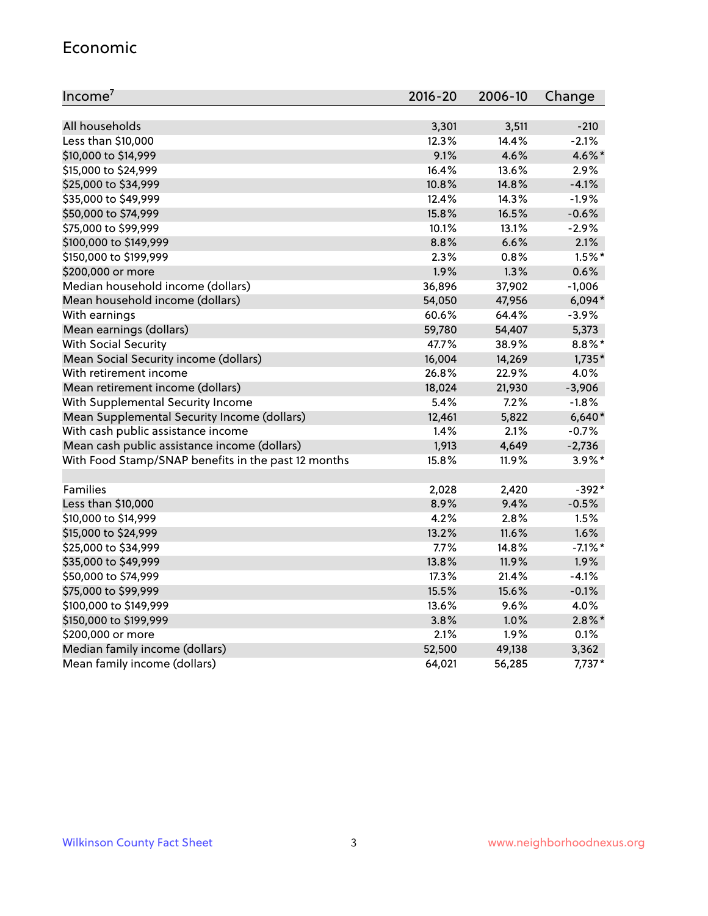## Economic

| Income[7] | 2016-20 | 2006-10 | Change |
|---|---|---|---|
| All households | 3,301 | 3,511 | -210 |
| Less than $10,000 | 12.3% | 14.4% | -2.1% |
| $10,000 to $14,999 | 9.1% | 4.6% | 4.6%* |
| $15,000 to $24,999 | 16.4% | 13.6% | 2.9% |
| $25,000 to $34,999 | 10.8% | 14.8% | -4.1% |
| $35,000 to $49,999 | 12.4% | 14.3% | -1.9% |
| $50,000 to $74,999 | 15.8% | 16.5% | -0.6% |
| $75,000 to $99,999 | 10.1% | 13.1% | -2.9% |
| $100,000 to $149,999 | 8.8% | 6.6% | 2.1% |
| $150,000 to $199,999 | 2.3% | 0.8% | 1.5%* |
| $200,000 or more | 1.9% | 1.3% | 0.6% |
| Median household income (dollars) | 36,896 | 37,902 | -1,006 |
| Mean household income (dollars) | 54,050 | 47,956 | 6,094* |
| With earnings | 60.6% | 64.4% | -3.9% |
| Mean earnings (dollars) | 59,780 | 54,407 | 5,373 |
| With Social Security | 47.7% | 38.9% | 8.8%* |
| Mean Social Security income (dollars) | 16,004 | 14,269 | 1,735* |
| With retirement income | 26.8% | 22.9% | 4.0% |
| Mean retirement income (dollars) | 18,024 | 21,930 | -3,906 |
| With Supplemental Security Income | 5.4% | 7.2% | -1.8% |
| Mean Supplemental Security Income (dollars) | 12,461 | 5,822 | 6,640* |
| With cash public assistance income | 1.4% | 2.1% | -0.7% |
| Mean cash public assistance income (dollars) | 1,913 | 4,649 | -2,736 |
| With Food Stamp/SNAP benefits in the past 12 months | 15.8% | 11.9% | 3.9%* |
| | | | |
| Families | 2,028 | 2,420 | -392* |
| Less than $10,000 | 8.9% | 9.4% | -0.5% |
| $10,000 to $14,999 | 4.2% | 2.8% | 1.5% |
| $15,000 to $24,999 | 13.2% | 11.6% | 1.6% |
| $25,000 to $34,999 | 7.7% | 14.8% | -7.1%* |
| $35,000 to $49,999 | 13.8% | 11.9% | 1.9% |
| $50,000 to $74,999 | 17.3% | 21.4% | -4.1% |
| $75,000 to $99,999 | 15.5% | 15.6% | -0.1% |
| $100,000 to $149,999 | 13.6% | 9.6% | 4.0% |
| $150,000 to $199,999 | 3.8% | 1.0% | 2.8%* |
| $200,000 or more | 2.1% | 1.9% | 0.1% |
| Median family income (dollars) | 52,500 | 49,138 | 3,362 |
| Mean family income (dollars) | 64,021 | 56,285 | 7,737* |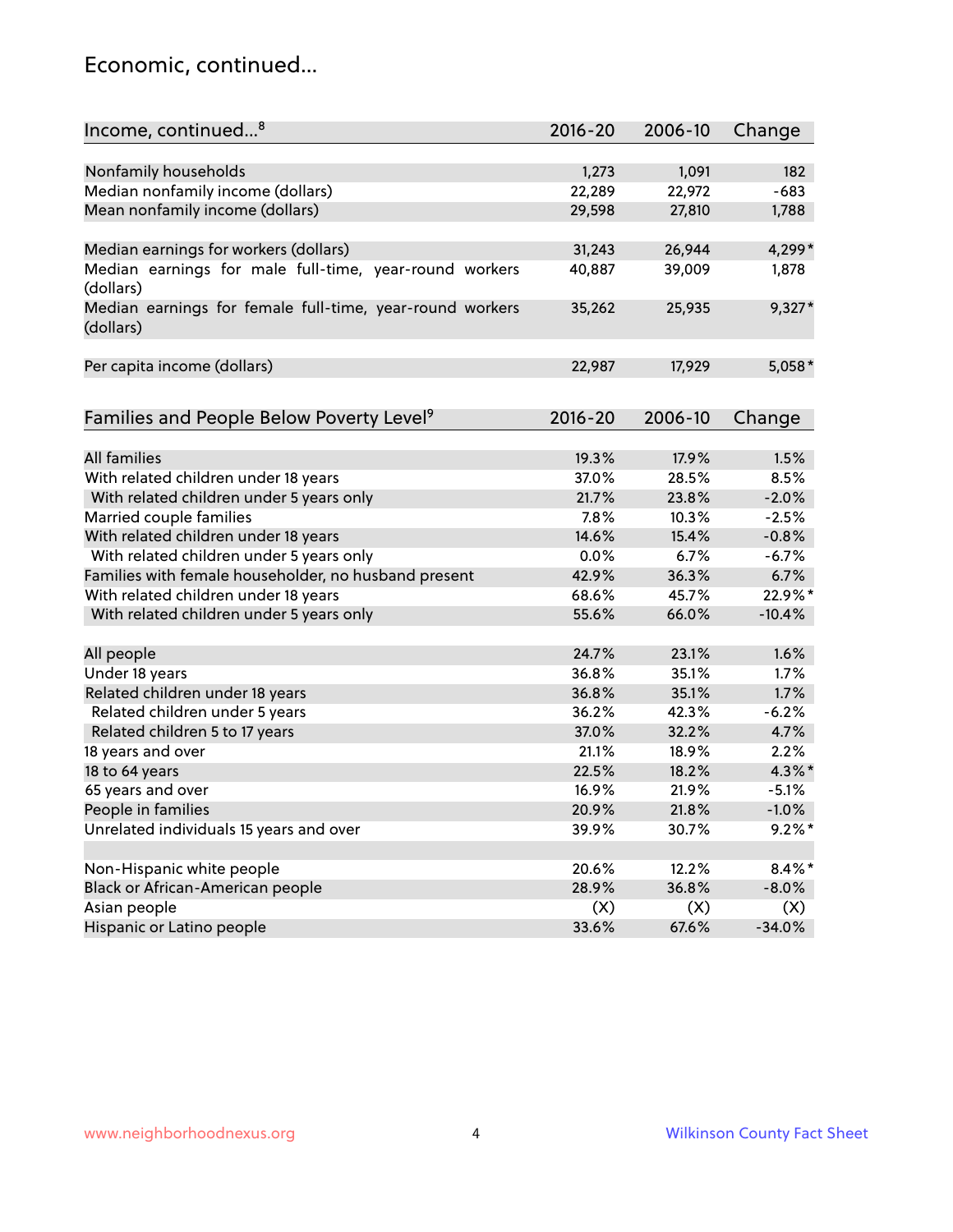## Economic, continued...

| Income, continued...[8] | 2016-20 | 2006-10 | Change |
|---|---|---|---|
| Nonfamily households | 1,273 | 1,091 | 182 |
| Median nonfamily income (dollars) | 22,289 | 22,972 | -683 |
| Mean nonfamily income (dollars) | 29,598 | 27,810 | 1,788 |
| Median earnings for workers (dollars) | 31,243 | 26,944 | 4,299* |
| Median earnings for male full-time, year-round workers (dollars) | 40,887 | 39,009 | 1,878 |
| Median earnings for female full-time, year-round workers (dollars) | 35,262 | 25,935 | 9,327* |
| Per capita income (dollars) | 22,987 | 17,929 | 5,058* |

| Families and People Below Poverty Level[9] | 2016-20 | 2006-10 | Change |
|---|---|---|---|
| All families | 19.3% | 17.9% | 1.5% |
| With related children under 18 years | 37.0% | 28.5% | 8.5% |
| With related children under 5 years only | 21.7% | 23.8% | -2.0% |
| Married couple families | 7.8% | 10.3% | -2.5% |
| With related children under 18 years | 14.6% | 15.4% | -0.8% |
| With related children under 5 years only | 0.0% | 6.7% | -6.7% |
| Families with female householder, no husband present | 42.9% | 36.3% | 6.7% |
| With related children under 18 years | 68.6% | 45.7% | 22.9%* |
| With related children under 5 years only | 55.6% | 66.0% | -10.4% |
| All people | 24.7% | 23.1% | 1.6% |
| Under 18 years | 36.8% | 35.1% | 1.7% |
| Related children under 18 years | 36.8% | 35.1% | 1.7% |
| Related children under 5 years | 36.2% | 42.3% | -6.2% |
| Related children 5 to 17 years | 37.0% | 32.2% | 4.7% |
| 18 years and over | 21.1% | 18.9% | 2.2% |
| 18 to 64 years | 22.5% | 18.2% | 4.3%* |
| 65 years and over | 16.9% | 21.9% | -5.1% |
| People in families | 20.9% | 21.8% | -1.0% |
| Unrelated individuals 15 years and over | 39.9% | 30.7% | 9.2%* |
| Non-Hispanic white people | 20.6% | 12.2% | 8.4%* |
| Black or African-American people | 28.9% | 36.8% | -8.0% |
| Asian people | (X) | (X) | (X) |
| Hispanic or Latino people | 33.6% | 67.6% | -34.0% |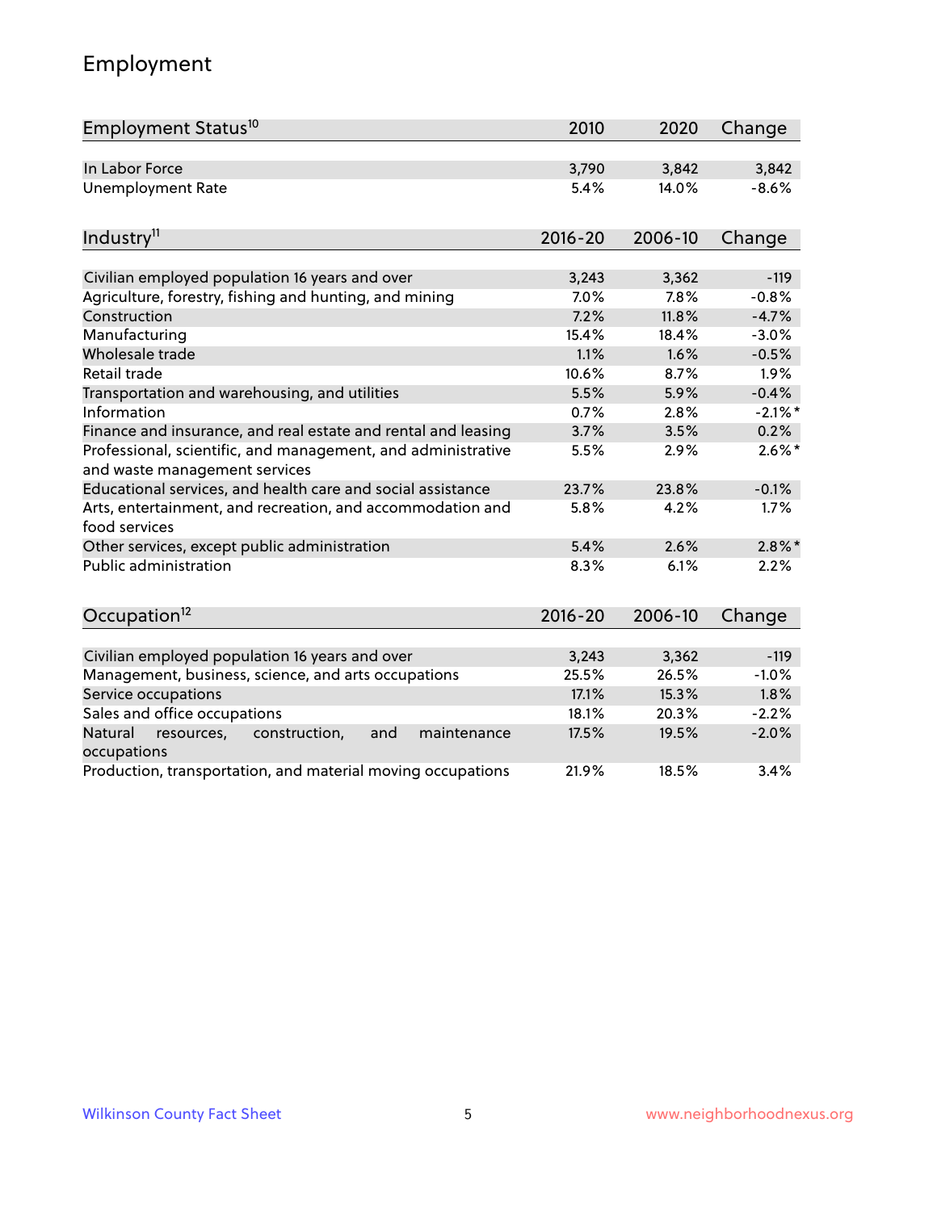# Employment

| Employment Status[10] | 2010 | 2020 | Change |
|---|---|---|---|
| In Labor Force | 3,790 | 3,842 | 3,842 |
| Unemployment Rate | 5.4% | 14.0% | -8.6% |

| Industry[11] | 2016-20 | 2006-10 | Change |
|---|---|---|---|
| Civilian employed population 16 years and over | 3,243 | 3,362 | -119 |
| Agriculture, forestry, fishing and hunting, and mining | 7.0% | 7.8% | -0.8% |
| Construction | 7.2% | 11.8% | -4.7% |
| Manufacturing | 15.4% | 18.4% | -3.0% |
| Wholesale trade | 1.1% | 1.6% | -0.5% |
| Retail trade | 10.6% | 8.7% | 1.9% |
| Transportation and warehousing, and utilities | 5.5% | 5.9% | -0.4% |
| Information | 0.7% | 2.8% | -2.1%* |
| Finance and insurance, and real estate and rental and leasing | 3.7% | 3.5% | 0.2% |
| Professional, scientific, and management, and administrative and waste management services | 5.5% | 2.9% | 2.6%* |
| Educational services, and health care and social assistance | 23.7% | 23.8% | -0.1% |
| Arts, entertainment, and recreation, and accommodation and food services | 5.8% | 4.2% | 1.7% |
| Other services, except public administration | 5.4% | 2.6% | 2.8%* |
| Public administration | 8.3% | 6.1% | 2.2% |

| Occupation[12] | 2016-20 | 2006-10 | Change |
|---|---|---|---|
| Civilian employed population 16 years and over | 3,243 | 3,362 | -119 |
| Management, business, science, and arts occupations | 25.5% | 26.5% | -1.0% |
| Service occupations | 17.1% | 15.3% | 1.8% |
| Sales and office occupations | 18.1% | 20.3% | -2.2% |
| Natural resources, construction, and maintenance occupations | 17.5% | 19.5% | -2.0% |
| Production, transportation, and material moving occupations | 21.9% | 18.5% | 3.4% |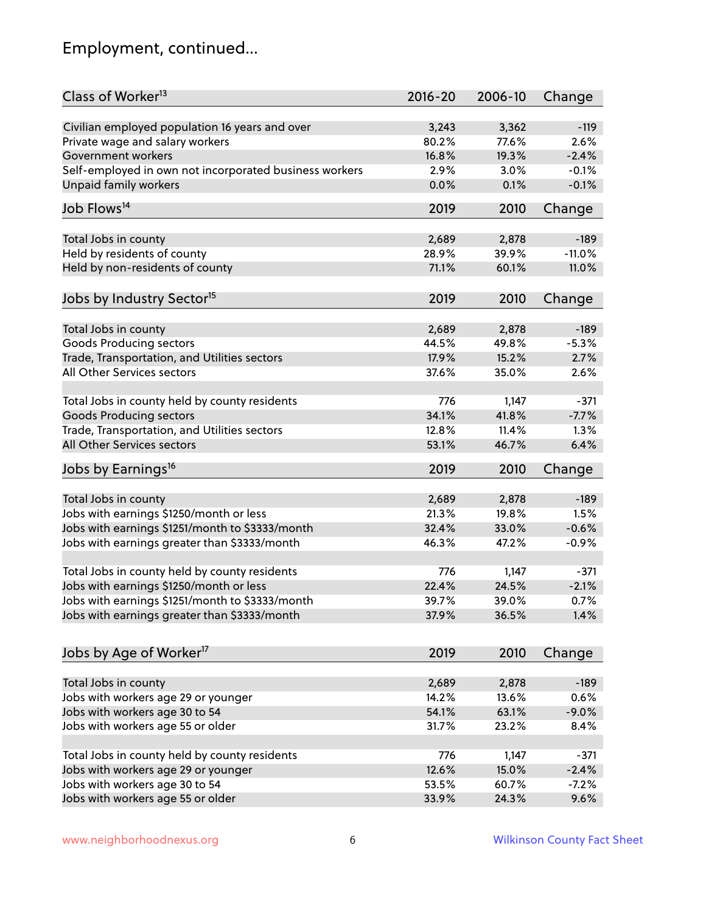# Employment, continued...

| Class of Worker[13] | 2016-20 | 2006-10 | Change |
|---|---|---|---|
| Civilian employed population 16 years and over | 3,243 | 3,362 | -119 |
| Private wage and salary workers | 80.2% | 77.6% | 2.6% |
| Government workers | 16.8% | 19.3% | -2.4% |
| Self-employed in own not incorporated business workers | 2.9% | 3.0% | -0.1% |
| Unpaid family workers | 0.0% | 0.1% | -0.1% |

| Job Flows[14] | 2019 | 2010 | Change |
|---|---|---|---|
| Total Jobs in county | 2,689 | 2,878 | -189 |
| Held by residents of county | 28.9% | 39.9% | -11.0% |
| Held by non-residents of county | 71.1% | 60.1% | 11.0% |

| Jobs by Industry Sector[15] | 2019 | 2010 | Change |
|---|---|---|---|
| Total Jobs in county | 2,689 | 2,878 | -189 |
| Goods Producing sectors | 44.5% | 49.8% | -5.3% |
| Trade, Transportation, and Utilities sectors | 17.9% | 15.2% | 2.7% |
| All Other Services sectors | 37.6% | 35.0% | 2.6% |
| | | | |
| Total Jobs in county held by county residents | 776 | 1,147 | -371 |
| Goods Producing sectors | 34.1% | 41.8% | -7.7% |
| Trade, Transportation, and Utilities sectors | 12.8% | 11.4% | 1.3% |
| All Other Services sectors | 53.1% | 46.7% | 6.4% |

| Jobs by Earnings[16] | 2019 | 2010 | Change |
|---|---|---|---|
| Total Jobs in county | 2,689 | 2,878 | -189 |
| Jobs with earnings $1250/month or less | 21.3% | 19.8% | 1.5% |
| Jobs with earnings $1251/month to $3333/month | 32.4% | 33.0% | -0.6% |
| Jobs with earnings greater than $3333/month | 46.3% | 47.2% | -0.9% |
| | | | |
| Total Jobs in county held by county residents | 776 | 1,147 | -371 |
| Jobs with earnings $1250/month or less | 22.4% | 24.5% | -2.1% |
| Jobs with earnings $1251/month to $3333/month | 39.7% | 39.0% | 0.7% |
| Jobs with earnings greater than $3333/month | 37.9% | 36.5% | 1.4% |

| Jobs by Age of Worker[17] | 2019 | 2010 | Change |
|---|---|---|---|
| Total Jobs in county | 2,689 | 2,878 | -189 |
| Jobs with workers age 29 or younger | 14.2% | 13.6% | 0.6% |
| Jobs with workers age 30 to 54 | 54.1% | 63.1% | -9.0% |
| Jobs with workers age 55 or older | 31.7% | 23.2% | 8.4% |
| | | | |
| Total Jobs in county held by county residents | 776 | 1,147 | -371 |
| Jobs with workers age 29 or younger | 12.6% | 15.0% | -2.4% |
| Jobs with workers age 30 to 54 | 53.5% | 60.7% | -7.2% |
| Jobs with workers age 55 or older | 33.9% | 24.3% | 9.6% |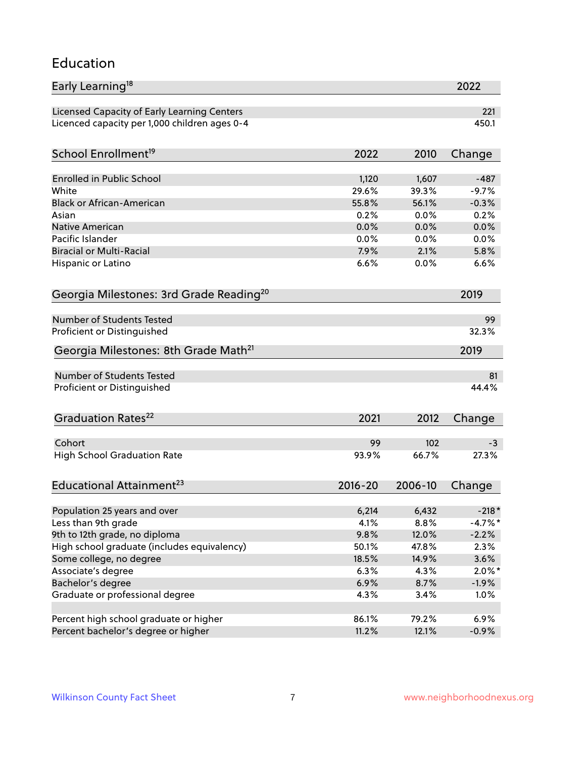# Education

| Early Learning[18] | 2022 |
|---|---|
| Licensed Capacity of Early Learning Centers | 221 |
| Licenced capacity per 1,000 children ages 0-4 | 450.1 |

| School Enrollment[19] | 2022 | 2010 | Change |
|---|---|---|---|
| Enrolled in Public School | 1,120 | 1,607 | -487 |
| White | 29.6% | 39.3% | -9.7% |
| Black or African-American | 55.8% | 56.1% | -0.3% |
| Asian | 0.2% | 0.0% | 0.2% |
| Native American | 0.0% | 0.0% | 0.0% |
| Pacific Islander | 0.0% | 0.0% | 0.0% |
| Biracial or Multi-Racial | 7.9% | 2.1% | 5.8% |
| Hispanic or Latino | 6.6% | 0.0% | 6.6% |

| Georgia Milestones: 3rd Grade Reading[20] | 2019 |
|---|---|
| Number of Students Tested | 99 |
| Proficient or Distinguished | 32.3% |

| Georgia Milestones: 8th Grade Math[21] | 2019 |
|---|---|
| Number of Students Tested | 81 |
| Proficient or Distinguished | 44.4% |

| Graduation Rates[22] | 2021 | 2012 | Change |
|---|---|---|---|
| Cohort | 99 | 102 | -3 |
| High School Graduation Rate | 93.9% | 66.7% | 27.3% |

| Educational Attainment[23] | 2016-20 | 2006-10 | Change |
|---|---|---|---|
| Population 25 years and over | 6,214 | 6,432 | -218* |
| Less than 9th grade | 4.1% | 8.8% | -4.7%* |
| 9th to 12th grade, no diploma | 9.8% | 12.0% | -2.2% |
| High school graduate (includes equivalency) | 50.1% | 47.8% | 2.3% |
| Some college, no degree | 18.5% | 14.9% | 3.6% |
| Associate's degree | 6.3% | 4.3% | 2.0%* |
| Bachelor's degree | 6.9% | 8.7% | -1.9% |
| Graduate or professional degree | 4.3% | 3.4% | 1.0% |
| | | | |
| Percent high school graduate or higher | 86.1% | 79.2% | 6.9% |
| Percent bachelor's degree or higher | 11.2% | 12.1% | -0.9% |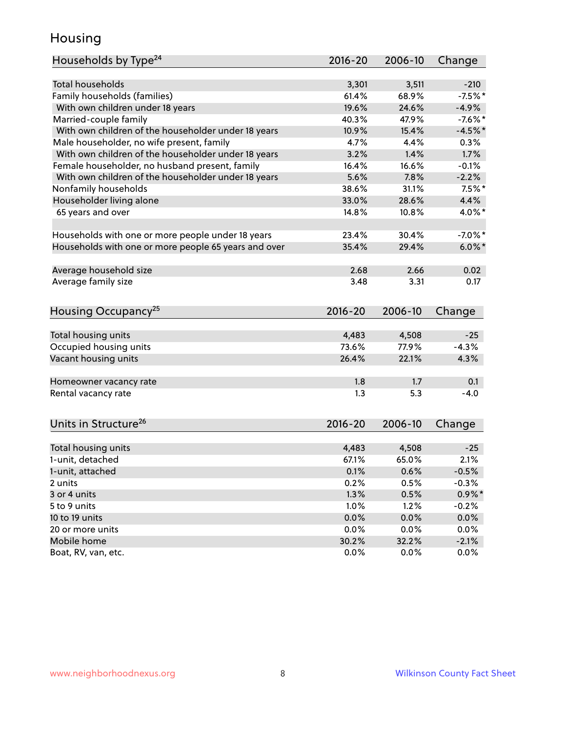# Housing

| Households by Type[24] | 2016-20 | 2006-10 | Change |
|---|---|---|---|
| Total households | 3,301 | 3,511 | -210 |
| Family households (families) | 61.4% | 68.9% | -7.5%* |
| With own children under 18 years | 19.6% | 24.6% | -4.9% |
| Married-couple family | 40.3% | 47.9% | -7.6%* |
| With own children of the householder under 18 years | 10.9% | 15.4% | -4.5%* |
| Male householder, no wife present, family | 4.7% | 4.4% | 0.3% |
| With own children of the householder under 18 years | 3.2% | 1.4% | 1.7% |
| Female householder, no husband present, family | 16.4% | 16.6% | -0.1% |
| With own children of the householder under 18 years | 5.6% | 7.8% | -2.2% |
| Nonfamily households | 38.6% | 31.1% | 7.5%* |
| Householder living alone | 33.0% | 28.6% | 4.4% |
| 65 years and over | 14.8% | 10.8% | 4.0%* |
| | | | |
| Households with one or more people under 18 years | 23.4% | 30.4% | -7.0%* |
| Households with one or more people 65 years and over | 35.4% | 29.4% | 6.0%* |
| | | | |
| Average household size | 2.68 | 2.66 | 0.02 |
| Average family size | 3.48 | 3.31 | 0.17 |

| Housing Occupancy[25] | 2016-20 | 2006-10 | Change |
|---|---|---|---|
| Total housing units | 4,483 | 4,508 | -25 |
| Occupied housing units | 73.6% | 77.9% | -4.3% |
| Vacant housing units | 26.4% | 22.1% | 4.3% |
| | | | |
| Homeowner vacancy rate | 1.8 | 1.7 | 0.1 |
| Rental vacancy rate | 1.3 | 5.3 | -4.0 |

| Units in Structure[26] | 2016-20 | 2006-10 | Change |
|---|---|---|---|
| Total housing units | 4,483 | 4,508 | -25 |
| 1-unit, detached | 67.1% | 65.0% | 2.1% |
| 1-unit, attached | 0.1% | 0.6% | -0.5% |
| 2 units | 0.2% | 0.5% | -0.3% |
| 3 or 4 units | 1.3% | 0.5% | 0.9%* |
| 5 to 9 units | 1.0% | 1.2% | -0.2% |
| 10 to 19 units | 0.0% | 0.0% | 0.0% |
| 20 or more units | 0.0% | 0.0% | 0.0% |
| Mobile home | 30.2% | 32.2% | -2.1% |
| Boat, RV, van, etc. | 0.0% | 0.0% | 0.0% |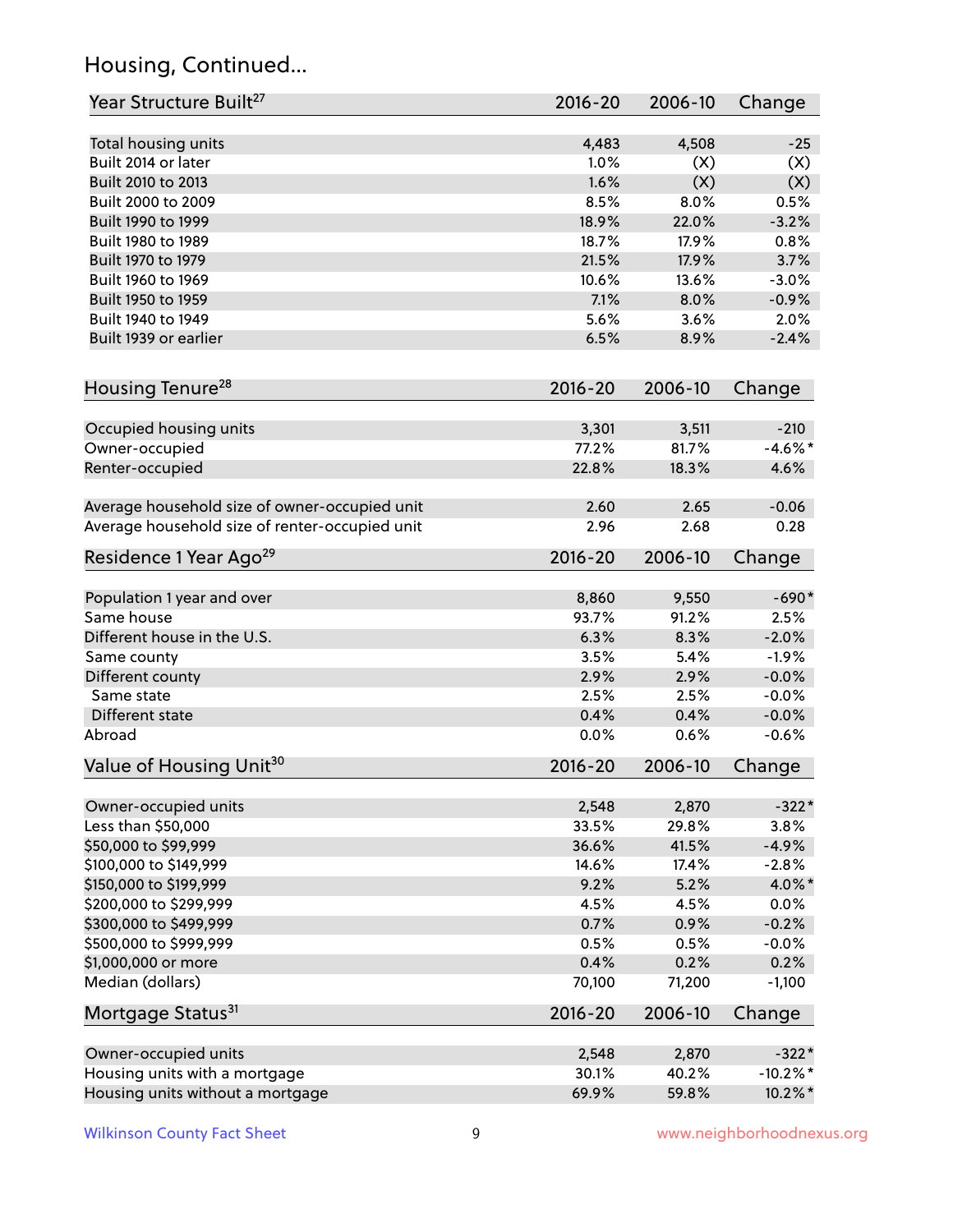## Housing, Continued...

| Year Structure Built[27] | 2016-20 | 2006-10 | Change |
|---|---|---|---|
| Total housing units | 4,483 | 4,508 | -25 |
| Built 2014 or later | 1.0% | (X) | (X) |
| Built 2010 to 2013 | 1.6% | (X) | (X) |
| Built 2000 to 2009 | 8.5% | 8.0% | 0.5% |
| Built 1990 to 1999 | 18.9% | 22.0% | -3.2% |
| Built 1980 to 1989 | 18.7% | 17.9% | 0.8% |
| Built 1970 to 1979 | 21.5% | 17.9% | 3.7% |
| Built 1960 to 1969 | 10.6% | 13.6% | -3.0% |
| Built 1950 to 1959 | 7.1% | 8.0% | -0.9% |
| Built 1940 to 1949 | 5.6% | 3.6% | 2.0% |
| Built 1939 or earlier | 6.5% | 8.9% | -2.4% |

| Housing Tenure[28] | 2016-20 | 2006-10 | Change |
|---|---|---|---|
| Occupied housing units | 3,301 | 3,511 | -210 |
| Owner-occupied | 77.2% | 81.7% | -4.6%* |
| Renter-occupied | 22.8% | 18.3% | 4.6% |
| Average household size of owner-occupied unit | 2.60 | 2.65 | -0.06 |
| Average household size of renter-occupied unit | 2.96 | 2.68 | 0.28 |

| Residence 1 Year Ago[29] | 2016-20 | 2006-10 | Change |
|---|---|---|---|
| Population 1 year and over | 8,860 | 9,550 | -690* |
| Same house | 93.7% | 91.2% | 2.5% |
| Different house in the U.S. | 6.3% | 8.3% | -2.0% |
| Same county | 3.5% | 5.4% | -1.9% |
| Different county | 2.9% | 2.9% | -0.0% |
| Same state | 2.5% | 2.5% | -0.0% |
| Different state | 0.4% | 0.4% | -0.0% |
| Abroad | 0.0% | 0.6% | -0.6% |

| Value of Housing Unit[30] | 2016-20 | 2006-10 | Change |
|---|---|---|---|
| Owner-occupied units | 2,548 | 2,870 | -322* |
| Less than $50,000 | 33.5% | 29.8% | 3.8% |
| $50,000 to $99,999 | 36.6% | 41.5% | -4.9% |
| $100,000 to $149,999 | 14.6% | 17.4% | -2.8% |
| $150,000 to $199,999 | 9.2% | 5.2% | 4.0%* |
| $200,000 to $299,999 | 4.5% | 4.5% | 0.0% |
| $300,000 to $499,999 | 0.7% | 0.9% | -0.2% |
| $500,000 to $999,999 | 0.5% | 0.5% | -0.0% |
| $1,000,000 or more | 0.4% | 0.2% | 0.2% |
| Median (dollars) | 70,100 | 71,200 | -1,100 |

| Mortgage Status[31] | 2016-20 | 2006-10 | Change |
|---|---|---|---|
| Owner-occupied units | 2,548 | 2,870 | -322* |
| Housing units with a mortgage | 30.1% | 40.2% | -10.2%* |
| Housing units without a mortgage | 69.9% | 59.8% | 10.2%* |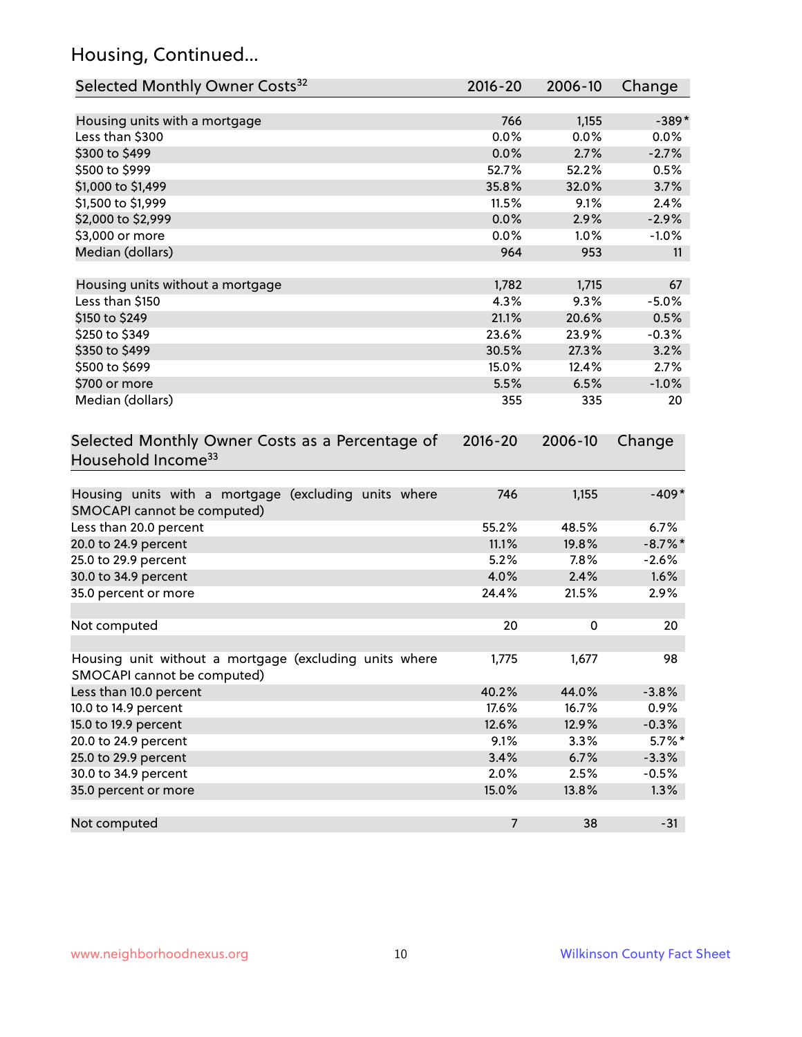## Housing, Continued...

| Selected Monthly Owner Costs[32] | 2016-20 | 2006-10 | Change |
|---|---|---|---|
| Housing units with a mortgage | 766 | 1,155 | -389* |
| Less than $300 | 0.0% | 0.0% | 0.0% |
| $300 to $499 | 0.0% | 2.7% | -2.7% |
| $500 to $999 | 52.7% | 52.2% | 0.5% |
| $1,000 to $1,499 | 35.8% | 32.0% | 3.7% |
| $1,500 to $1,999 | 11.5% | 9.1% | 2.4% |
| $2,000 to $2,999 | 0.0% | 2.9% | -2.9% |
| $3,000 or more | 0.0% | 1.0% | -1.0% |
| Median (dollars) | 964 | 953 | 11 |
| | | | |
| Housing units without a mortgage | 1,782 | 1,715 | 67 |
| Less than $150 | 4.3% | 9.3% | -5.0% |
| $150 to $249 | 21.1% | 20.6% | 0.5% |
| $250 to $349 | 23.6% | 23.9% | -0.3% |
| $350 to $499 | 30.5% | 27.3% | 3.2% |
| $500 to $699 | 15.0% | 12.4% | 2.7% |
| $700 or more | 5.5% | 6.5% | -1.0% |
| Median (dollars) | 355 | 335 | 20 |

| Selected Monthly Owner Costs as a Percentage of Household Income[33] | 2016-20 | 2006-10 | Change |
|---|---|---|---|
| Housing units with a mortgage (excluding units where SMOCAPI cannot be computed) | 746 | 1,155 | -409* |
| Less than 20.0 percent | 55.2% | 48.5% | 6.7% |
| 20.0 to 24.9 percent | 11.1% | 19.8% | -8.7%* |
| 25.0 to 29.9 percent | 5.2% | 7.8% | -2.6% |
| 30.0 to 34.9 percent | 4.0% | 2.4% | 1.6% |
| 35.0 percent or more | 24.4% | 21.5% | 2.9% |
| | | | |
| Not computed | 20 | 0 | 20 |
| | | | |
| Housing unit without a mortgage (excluding units where SMOCAPI cannot be computed) | 1,775 | 1,677 | 98 |
| Less than 10.0 percent | 40.2% | 44.0% | -3.8% |
| 10.0 to 14.9 percent | 17.6% | 16.7% | 0.9% |
| 15.0 to 19.9 percent | 12.6% | 12.9% | -0.3% |
| 20.0 to 24.9 percent | 9.1% | 3.3% | 5.7%* |
| 25.0 to 29.9 percent | 3.4% | 6.7% | -3.3% |
| 30.0 to 34.9 percent | 2.0% | 2.5% | -0.5% |
| 35.0 percent or more | 15.0% | 13.8% | 1.3% |
| | | | |
| Not computed | 7 | 38 | -31 |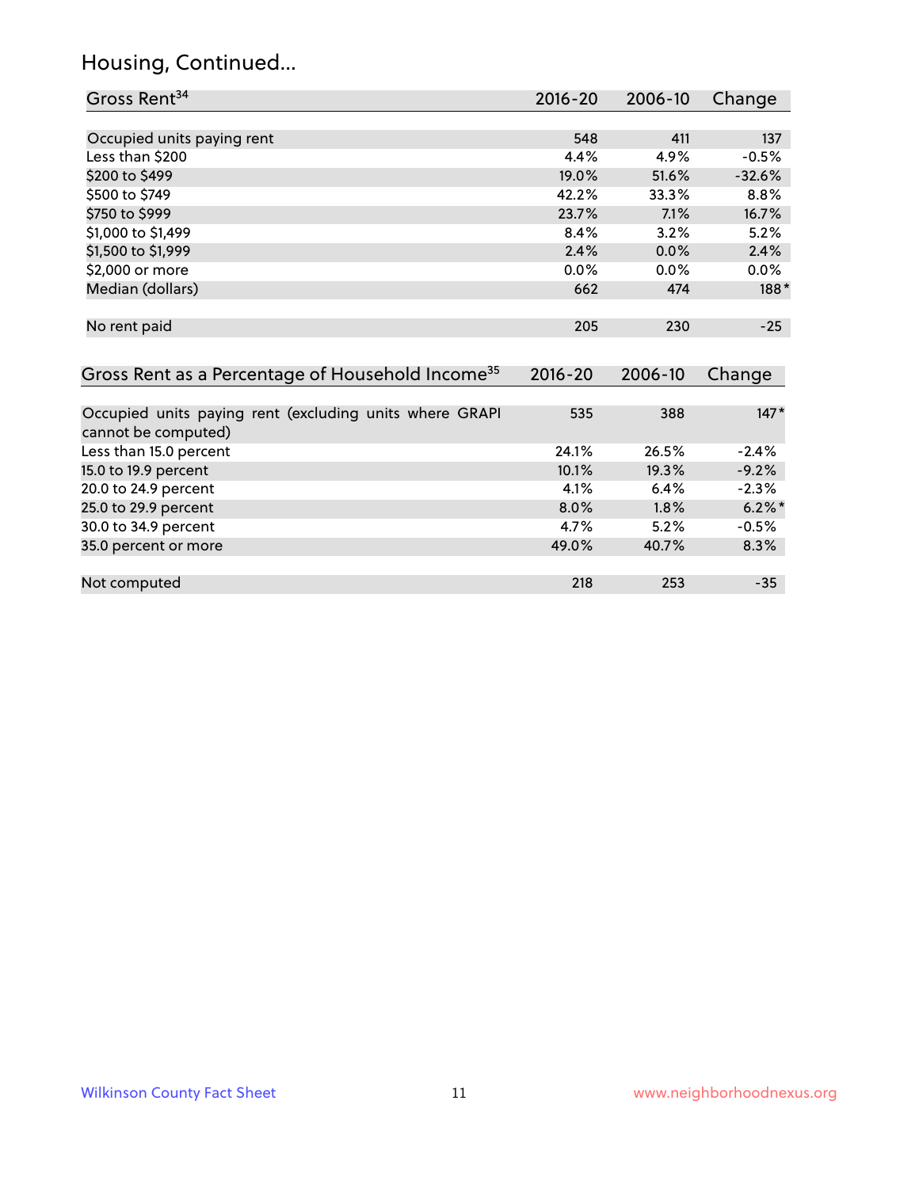## Housing, Continued...

| Gross Rent[34] | 2016-20 | 2006-10 | Change |
|---|---|---|---|
| Occupied units paying rent | 548 | 411 | 137 |
| Less than $200 | 4.4% | 4.9% | -0.5% |
| $200 to $499 | 19.0% | 51.6% | -32.6% |
| $500 to $749 | 42.2% | 33.3% | 8.8% |
| $750 to $999 | 23.7% | 7.1% | 16.7% |
| $1,000 to $1,499 | 8.4% | 3.2% | 5.2% |
| $1,500 to $1,999 | 2.4% | 0.0% | 2.4% |
| $2,000 or more | 0.0% | 0.0% | 0.0% |
| Median (dollars) | 662 | 474 | 188* |
| No rent paid | 205 | 230 | -25 |

| Gross Rent as a Percentage of Household Income[35] | 2016-20 | 2006-10 | Change |
|---|---|---|---|
| Occupied units paying rent (excluding units where GRAPI cannot be computed) | 535 | 388 | 147* |
| Less than 15.0 percent | 24.1% | 26.5% | -2.4% |
| 15.0 to 19.9 percent | 10.1% | 19.3% | -9.2% |
| 20.0 to 24.9 percent | 4.1% | 6.4% | -2.3% |
| 25.0 to 29.9 percent | 8.0% | 1.8% | 6.2%* |
| 30.0 to 34.9 percent | 4.7% | 5.2% | -0.5% |
| 35.0 percent or more | 49.0% | 40.7% | 8.3% |
| Not computed | 218 | 253 | -35 |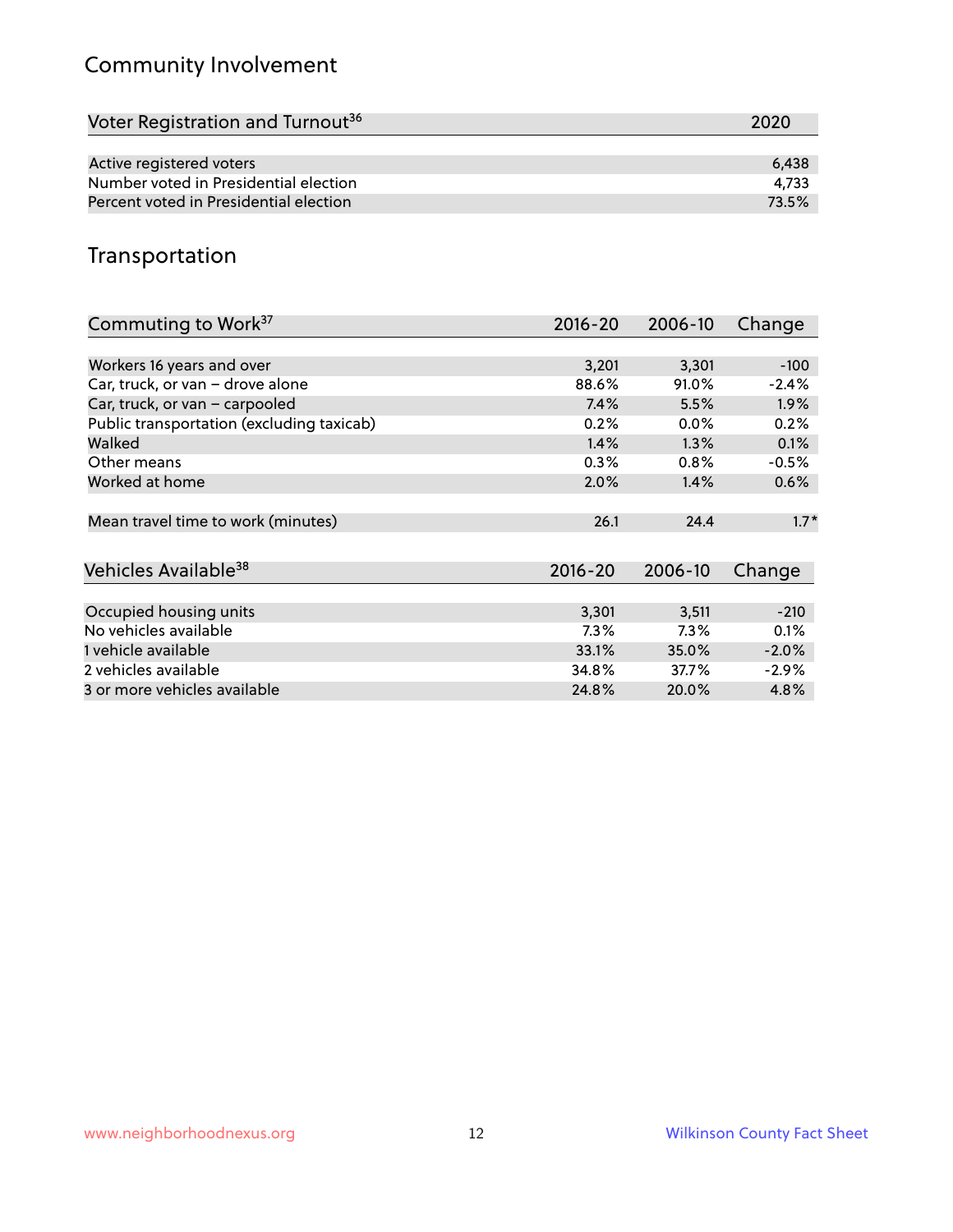## Community Involvement

| Voter Registration and Turnout[36] | 2020 |
| --- | --- |
| Active registered voters | 6,438 |
| Number voted in Presidential election | 4,733 |
| Percent voted in Presidential election | 73.5% |

## Transportation

| Commuting to Work[37] | 2016-20 | 2006-10 | Change |
| --- | --- | --- | --- |
| Workers 16 years and over | 3,201 | 3,301 | -100 |
| Car, truck, or van – drove alone | 88.6% | 91.0% | -2.4% |
| Car, truck, or van – carpooled | 7.4% | 5.5% | 1.9% |
| Public transportation (excluding taxicab) | 0.2% | 0.0% | 0.2% |
| Walked | 1.4% | 1.3% | 0.1% |
| Other means | 0.3% | 0.8% | -0.5% |
| Worked at home | 2.0% | 1.4% | 0.6% |
| Mean travel time to work (minutes) | 26.1 | 24.4 | 1.7* |

| Vehicles Available[38] | 2016-20 | 2006-10 | Change |
| --- | --- | --- | --- |
| Occupied housing units | 3,301 | 3,511 | -210 |
| No vehicles available | 7.3% | 7.3% | 0.1% |
| 1 vehicle available | 33.1% | 35.0% | -2.0% |
| 2 vehicles available | 34.8% | 37.7% | -2.9% |
| 3 or more vehicles available | 24.8% | 20.0% | 4.8% |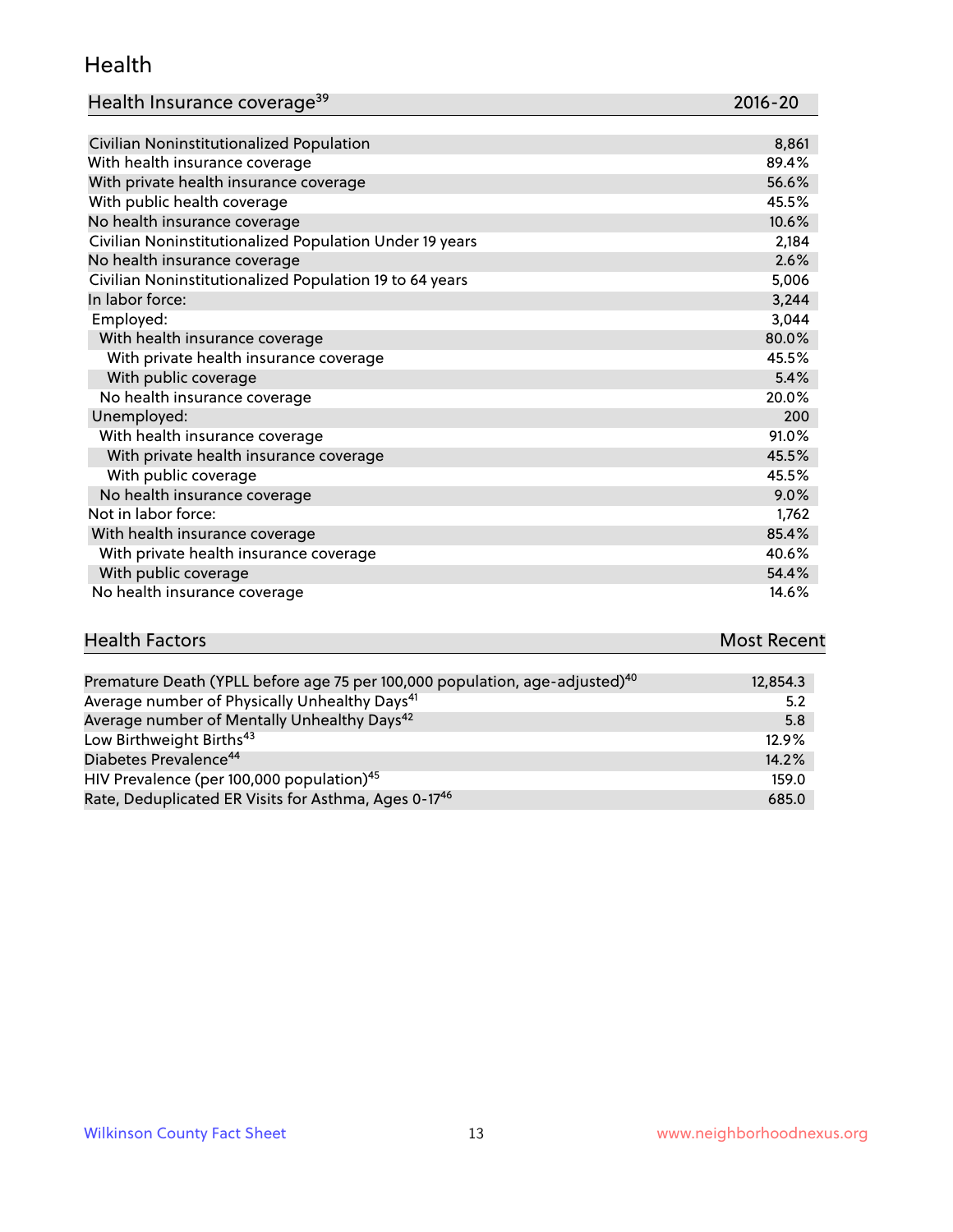## Health

| Health Insurance coverage[39] | 2016-20 |
|---|---|
| Civilian Noninstitutionalized Population | 8,861 |
| With health insurance coverage | 89.4% |
| With private health insurance coverage | 56.6% |
| With public health coverage | 45.5% |
| No health insurance coverage | 10.6% |
| Civilian Noninstitutionalized Population Under 19 years | 2,184 |
| No health insurance coverage | 2.6% |
| Civilian Noninstitutionalized Population 19 to 64 years | 5,006 |
| In labor force: | 3,244 |
| Employed: | 3,044 |
| With health insurance coverage | 80.0% |
| With private health insurance coverage | 45.5% |
| With public coverage | 5.4% |
| No health insurance coverage | 20.0% |
| Unemployed: | 200 |
| With health insurance coverage | 91.0% |
| With private health insurance coverage | 45.5% |
| With public coverage | 45.5% |
| No health insurance coverage | 9.0% |
| Not in labor force: | 1,762 |
| With health insurance coverage | 85.4% |
| With private health insurance coverage | 40.6% |
| With public coverage | 54.4% |
| No health insurance coverage | 14.6% |

| Health Factors | Most Recent |
|---|---|
| Premature Death (YPLL before age 75 per 100,000 population, age-adjusted)[40] | 12,854.3 |
| Average number of Physically Unhealthy Days[41] | 5.2 |
| Average number of Mentally Unhealthy Days[42] | 5.8 |
| Low Birthweight Births[43] | 12.9% |
| Diabetes Prevalence[44] | 14.2% |
| HIV Prevalence (per 100,000 population)[45] | 159.0 |
| Rate, Deduplicated ER Visits for Asthma, Ages 0-17[46] | 685.0 |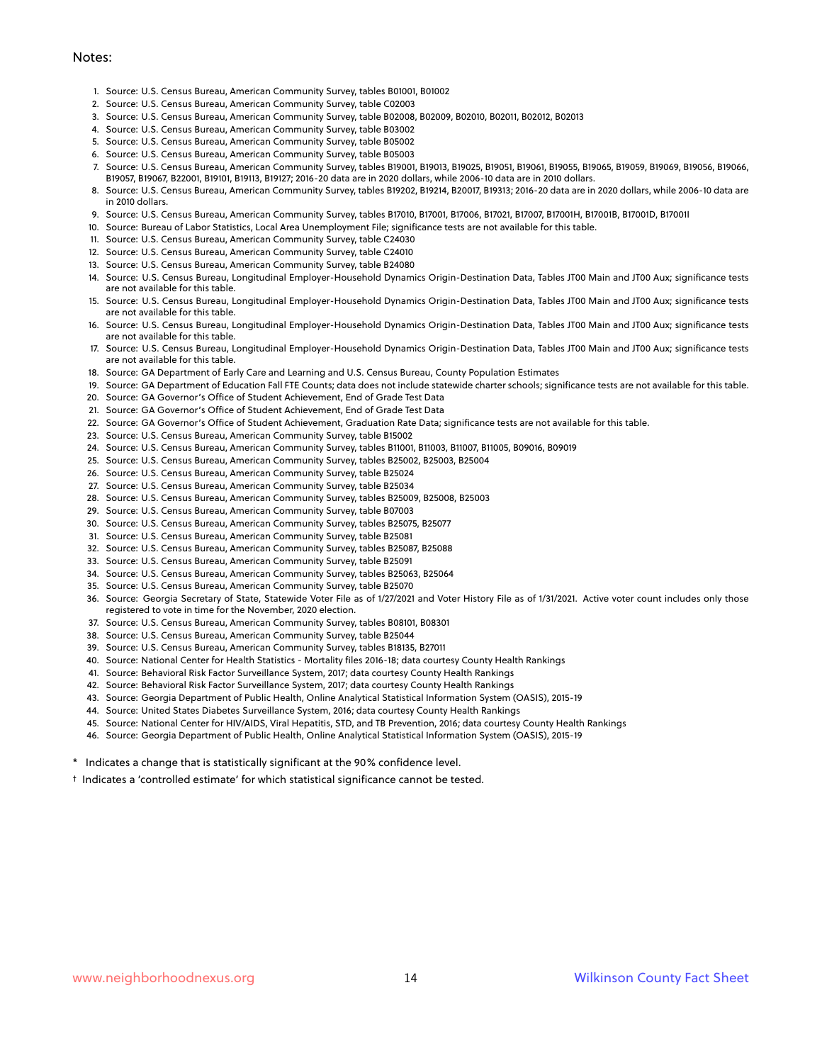Notes:

1. Source: U.S. Census Bureau, American Community Survey, tables B01001, B01002
2. Source: U.S. Census Bureau, American Community Survey, table C02003
3. Source: U.S. Census Bureau, American Community Survey, table B02008, B02009, B02010, B02011, B02012, B02013
4. Source: U.S. Census Bureau, American Community Survey, table B03002
5. Source: U.S. Census Bureau, American Community Survey, table B05002
6. Source: U.S. Census Bureau, American Community Survey, table B05003
7. Source: U.S. Census Bureau, American Community Survey, tables B19001, B19013, B19025, B19051, B19061, B19055, B19065, B19059, B19069, B19056, B19066, B19057, B19067, B22001, B19101, B19113, B19127; 2016-20 data are in 2020 dollars, while 2006-10 data are in 2010 dollars.
8. Source: U.S. Census Bureau, American Community Survey, tables B19202, B19214, B20017, B19313; 2016-20 data are in 2020 dollars, while 2006-10 data are in 2010 dollars.
9. Source: U.S. Census Bureau, American Community Survey, tables B17010, B17001, B17006, B17021, B17007, B17001H, B17001B, B17001D, B17001I
10. Source: Bureau of Labor Statistics, Local Area Unemployment File; significance tests are not available for this table.
11. Source: U.S. Census Bureau, American Community Survey, table C24030
12. Source: U.S. Census Bureau, American Community Survey, table C24010
13. Source: U.S. Census Bureau, American Community Survey, table B24080
14. Source: U.S. Census Bureau, Longitudinal Employer-Household Dynamics Origin-Destination Data, Tables JT00 Main and JT00 Aux; significance tests are not available for this table.
15. Source: U.S. Census Bureau, Longitudinal Employer-Household Dynamics Origin-Destination Data, Tables JT00 Main and JT00 Aux; significance tests are not available for this table.
16. Source: U.S. Census Bureau, Longitudinal Employer-Household Dynamics Origin-Destination Data, Tables JT00 Main and JT00 Aux; significance tests are not available for this table.
17. Source: U.S. Census Bureau, Longitudinal Employer-Household Dynamics Origin-Destination Data, Tables JT00 Main and JT00 Aux; significance tests are not available for this table.
18. Source: GA Department of Early Care and Learning and U.S. Census Bureau, County Population Estimates
19. Source: GA Department of Education Fall FTE Counts; data does not include statewide charter schools; significance tests are not available for this table.
20. Source: GA Governor's Office of Student Achievement, End of Grade Test Data
21. Source: GA Governor's Office of Student Achievement, End of Grade Test Data
22. Source: GA Governor's Office of Student Achievement, Graduation Rate Data; significance tests are not available for this table.
23. Source: U.S. Census Bureau, American Community Survey, table B15002
24. Source: U.S. Census Bureau, American Community Survey, tables B11001, B11003, B11007, B11005, B09016, B09019
25. Source: U.S. Census Bureau, American Community Survey, tables B25002, B25003, B25004
26. Source: U.S. Census Bureau, American Community Survey, table B25024
27. Source: U.S. Census Bureau, American Community Survey, table B25034
28. Source: U.S. Census Bureau, American Community Survey, tables B25009, B25008, B25003
29. Source: U.S. Census Bureau, American Community Survey, table B07003
30. Source: U.S. Census Bureau, American Community Survey, tables B25075, B25077
31. Source: U.S. Census Bureau, American Community Survey, table B25081
32. Source: U.S. Census Bureau, American Community Survey, tables B25087, B25088
33. Source: U.S. Census Bureau, American Community Survey, table B25091
34. Source: U.S. Census Bureau, American Community Survey, tables B25063, B25064
35. Source: U.S. Census Bureau, American Community Survey, table B25070
36. Source: Georgia Secretary of State, Statewide Voter File as of 1/27/2021 and Voter History File as of 1/31/2021. Active voter count includes only those registered to vote in time for the November, 2020 election.
37. Source: U.S. Census Bureau, American Community Survey, tables B08101, B08301
38. Source: U.S. Census Bureau, American Community Survey, table B25044
39. Source: U.S. Census Bureau, American Community Survey, tables B18135, B27011
40. Source: National Center for Health Statistics - Mortality files 2016-18; data courtesy County Health Rankings
41. Source: Behavioral Risk Factor Surveillance System, 2017; data courtesy County Health Rankings
42. Source: Behavioral Risk Factor Surveillance System, 2017; data courtesy County Health Rankings
43. Source: Georgia Department of Public Health, Online Analytical Statistical Information System (OASIS), 2015-19
44. Source: United States Diabetes Surveillance System, 2016; data courtesy County Health Rankings
45. Source: National Center for HIV/AIDS, Viral Hepatitis, STD, and TB Prevention, 2016; data courtesy County Health Rankings
46. Source: Georgia Department of Public Health, Online Analytical Statistical Information System (OASIS), 2015-19

\* Indicates a change that is statistically significant at the 90% confidence level.

† Indicates a 'controlled estimate' for which statistical significance cannot be tested.